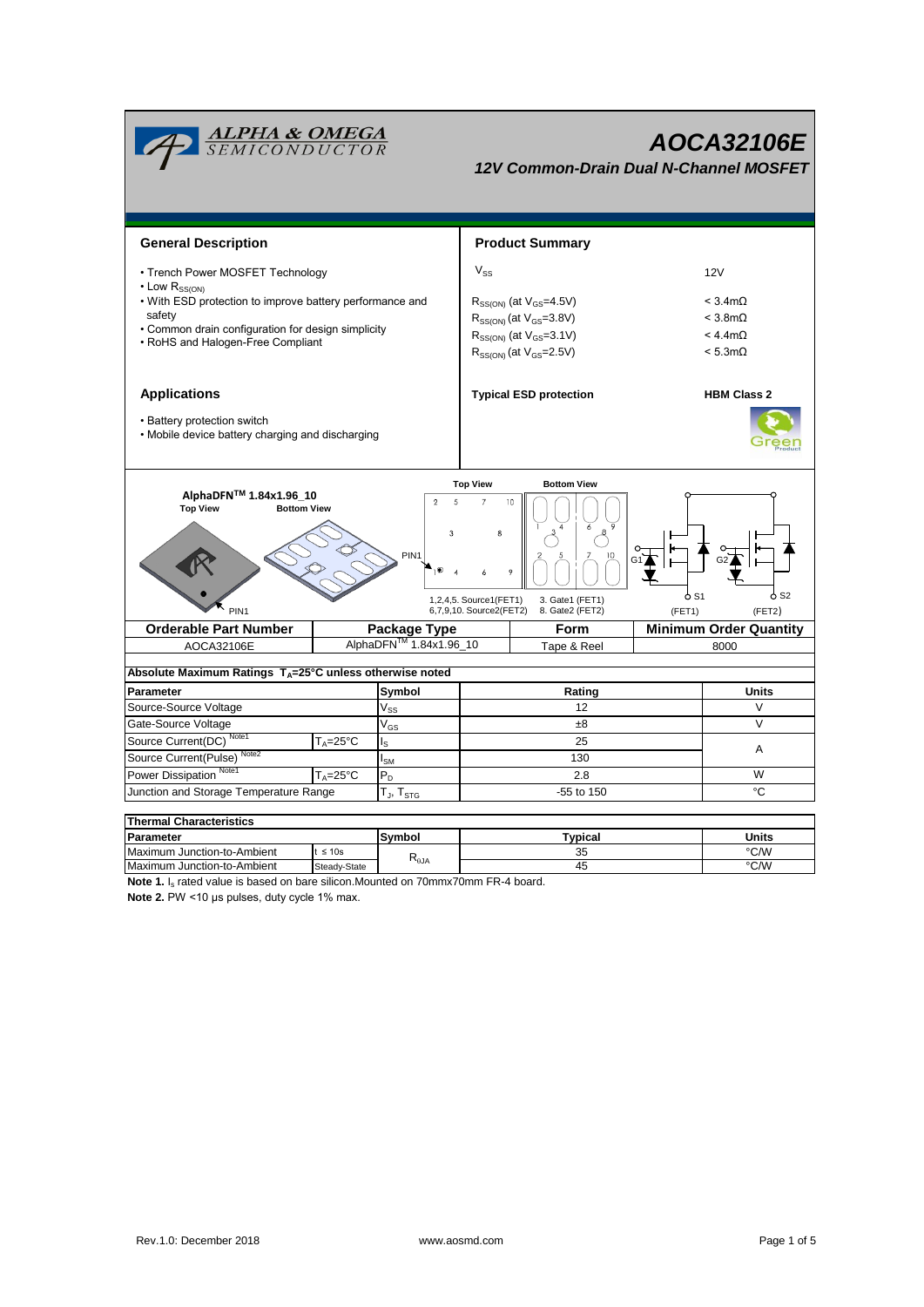# AOCA32106E

**12V Common-Drain Dual N-Channel MOSFET**

## General Description

- Trench Power MOSFET Technology
- Low $R_{SS(ON)}$
- With ESD protection to improve battery performance and safety
- Common drain configuration for design simplicity
- RoHS and Halogen-Free Compliant

## Product Summary

| | |
|---|---|
| $V_{SS}$ | 12V |
| $R_{SS(ON)}$ (at $V_{GS}$=4.5V) | < 3.4mΩ |
| $R_{SS(ON)}$ (at $V_{GS}$=3.8V) | < 3.8mΩ |
| $R_{SS(ON)}$ (at $V_{GS}$=3.1V) | < 4.4mΩ |
| $R_{SS(ON)}$ (at $V_{GS}$=2.5V) | < 5.3mΩ |

**Typical ESD protection** — **HBM Class 2**

## Applications

- Battery protection switch
- Mobile device battery charging and discharging

AlphaDFN[TM] 1.84x1.96_10

Top View / Bottom View

PIN1

1,2,4,5. Source1(FET1) 6,7,9,10. Source2(FET2) 3. Gate1 (FET1) 8. Gate2 (FET2)

G1, S1 (FET1) G2, S2 (FET2)

| Orderable Part Number | Package Type | Form | Minimum Order Quantity |
|---|---|---|---|
| AOCA32106E | AlphaDFN[TM] 1.84x1.96_10 | Tape & Reel | 8000 |

**Absolute Maximum Ratings $T_A$=25°C unless otherwise noted**

| Parameter | | Symbol | Rating | Units |
|---|---|---|---|---|
| Source-Source Voltage | | $V_{SS}$ | 12 | V |
| Gate-Source Voltage | | $V_{GS}$ | ±8 | V |
| Source Current(DC) [Note1] | $T_A$=25°C | $I_S$ | 25 | A |
| Source Current(Pulse) [Note2] | | $I_{SM}$ | 130 | A |
| Power Dissipation [Note1] | $T_A$=25°C | $P_D$ | 2.8 | W |
| Junction and Storage Temperature Range | | $T_J$, $T_{STG}$ | -55 to 150 | °C |

**Thermal Characteristics**

| Parameter | | Symbol | Typical | Units |
|---|---|---|---|---|
| Maximum Junction-to-Ambient | t ≤ 10s | $R_{\theta JA}$ | 35 | °C/W |
| Maximum Junction-to-Ambient | Steady-State | $R_{\theta JA}$ | 45 | °C/W |

**Note 1.** $I_S$ rated value is based on bare silicon.Mounted on 70mmx70mm FR-4 board.

**Note 2.** PW <10 µs pulses, duty cycle 1% max.

Rev.1.0: December 2018 www.aosmd.com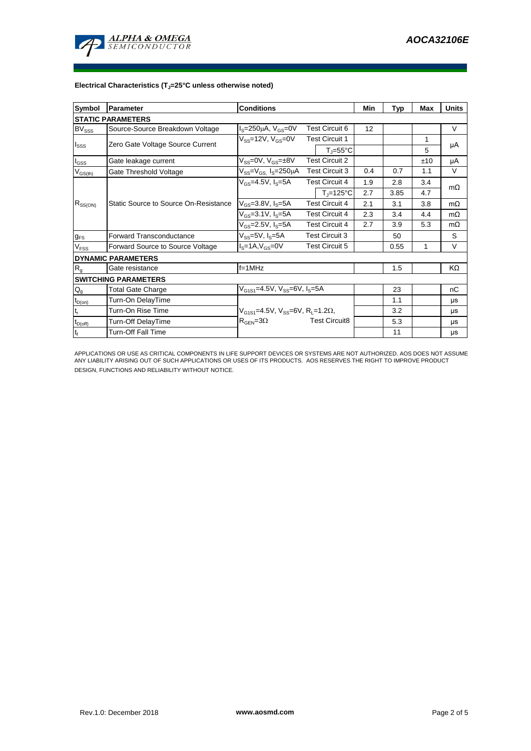**Electrical Characteristics ($T_J$=25°C unless otherwise noted)**

| Symbol | Parameter | Conditions | | Min | Typ | Max | Units |
|---|---|---|---|---|---|---|---|
| **STATIC PARAMETERS** | | | | | | | |
| $BV_{SSS}$ | Source-Source Breakdown Voltage | $I_S$=250μA, $V_{GS}$=0V | Test Circuit 6 | 12 | | | V |
| $I_{SSS}$ | Zero Gate Voltage Source Current | $V_{SS}$=12V, $V_{GS}$=0V | Test Circuit 1 | | | 1 | μA |
| | | | $T_J$=55°C | | | 5 | |
| $I_{GSS}$ | Gate leakage current | $V_{SS}$=0V, $V_{GS}$=±8V | Test Circuit 2 | | | ±10 | μA |
| $V_{GS(th)}$ | Gate Threshold Voltage | $V_{SS}$=$V_{GS,}$ $I_S$=250μA | Test Circuit 3 | 0.4 | 0.7 | 1.1 | V |
| $R_{SS(ON)}$ | Static Source to Source On-Resistance | $V_{GS}$=4.5V, $I_S$=5A | Test Circuit 4 | 1.9 | 2.8 | 3.4 | mΩ |
| | | | $T_J$=125°C | 2.7 | 3.85 | 4.7 | |
| | | $V_{GS}$=3.8V, $I_S$=5A | Test Circuit 4 | 2.1 | 3.1 | 3.8 | mΩ |
| | | $V_{GS}$=3.1V, $I_S$=5A | Test Circuit 4 | 2.3 | 3.4 | 4.4 | mΩ |
| | | $V_{GS}$=2.5V, $I_S$=5A | Test Circuit 4 | 2.7 | 3.9 | 5.3 | mΩ |
| $g_{FS}$ | Forward Transconductance | $V_{SS}$=5V, $I_S$=5A | Test Circuit 3 | | 50 | | S |
| $V_{FSS}$ | Forward Source to Source Voltage | $I_S$=1A,$V_{GS}$=0V | Test Circuit 5 | | 0.55 | 1 | V |
| **DYNAMIC PARAMETERS** | | | | | | | |
| $R_g$ | Gate resistance | f=1MHz | | | 1.5 | | KΩ |
| **SWITCHING PARAMETERS** | | | | | | | |
| $Q_g$ | Total Gate Charge | $V_{G1S1}$=4.5V, $V_{SS}$=6V, $I_S$=5A | | | 23 | | nC |
| $t_{D(on)}$ | Turn-On DelayTime | $V_{G1S1}$=4.5V, $V_{SS}$=6V, $R_L$=1.2Ω, $R_{GEN}$=3Ω | Test Circuit8 | | 1.1 | | μs |
| $t_r$ | Turn-On Rise Time | | | | 3.2 | | μs |
| $t_{D(off)}$ | Turn-Off DelayTime | | | | 5.3 | | μs |
| $t_f$ | Turn-Off Fall Time | | | | 11 | | μs |

APPLICATIONS OR USE AS CRITICAL COMPONENTS IN LIFE SUPPORT DEVICES OR SYSTEMS ARE NOT AUTHORIZED. AOS DOES NOT ASSUME ANY LIABILITY ARISING OUT OF SUCH APPLICATIONS OR USES OF ITS PRODUCTS. AOS RESERVES THE RIGHT TO IMPROVE PRODUCT DESIGN, FUNCTIONS AND RELIABILITY WITHOUT NOTICE.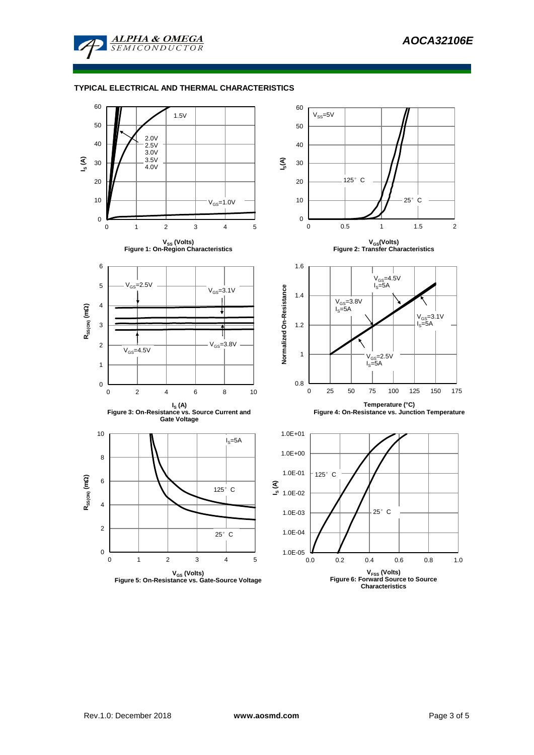## TYPICAL ELECTRICAL AND THERMAL CHARACTERISTICS

Figure 1: On-Region Characteristics

Figure 2: Transfer Characteristics

Figure 3: On-Resistance vs. Source Current and Gate Voltage

Figure 4: On-Resistance vs. Junction Temperature

Figure 5: On-Resistance vs. Gate-Source Voltage

Figure 6: Forward Source to Source Characteristics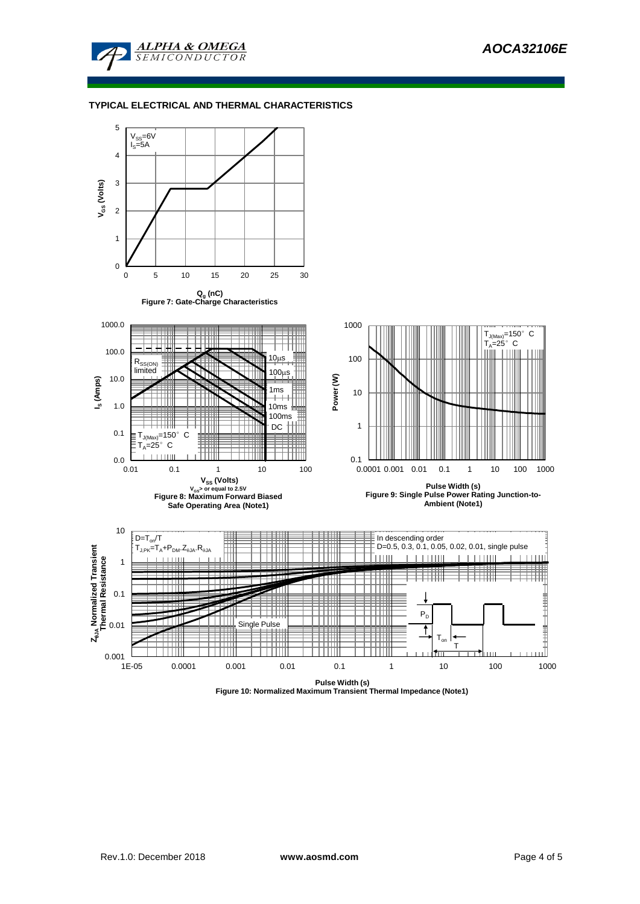## TYPICAL ELECTRICAL AND THERMAL CHARACTERISTICS

$V_{SS}$=6V
$I_S$=5A

**$V_{GS}$ (Volts)**

**$Q_g$ (nC)**

**Figure 7: Gate-Charge Characteristics**

$R_{SS(ON)}$ limited

10μs, 100μs, 1ms, 10ms, 100ms, DC

$T_{J(Max)}$=150° C
$T_A$=25° C

**$I_S$ (Amps)**

**$V_{SS}$ (Volts)**

$V_{GS}$> or equal to 2.5V

**Figure 8: Maximum Forward Biased Safe Operating Area (Note1)**

$T_{J(Max)}$=150° C
$T_A$=25° C

**Power (W)**

**Pulse Width (s)**

**Figure 9: Single Pulse Power Rating Junction-to-Ambient (Note1)**

$D=T_{on}/T$
$T_{J,PK}=T_A+P_{DM}.Z_{\theta JA}.R_{\theta JA}$

In descending order
D=0.5, 0.3, 0.1, 0.05, 0.02, 0.01, single pulse

Single Pulse

$P_D$

$T_{on}$

T

**$Z_{\theta JA}$ Normalized Transient Thermal Resistance**

**Pulse Width (s)**

**Figure 10: Normalized Maximum Transient Thermal Impedance (Note1)**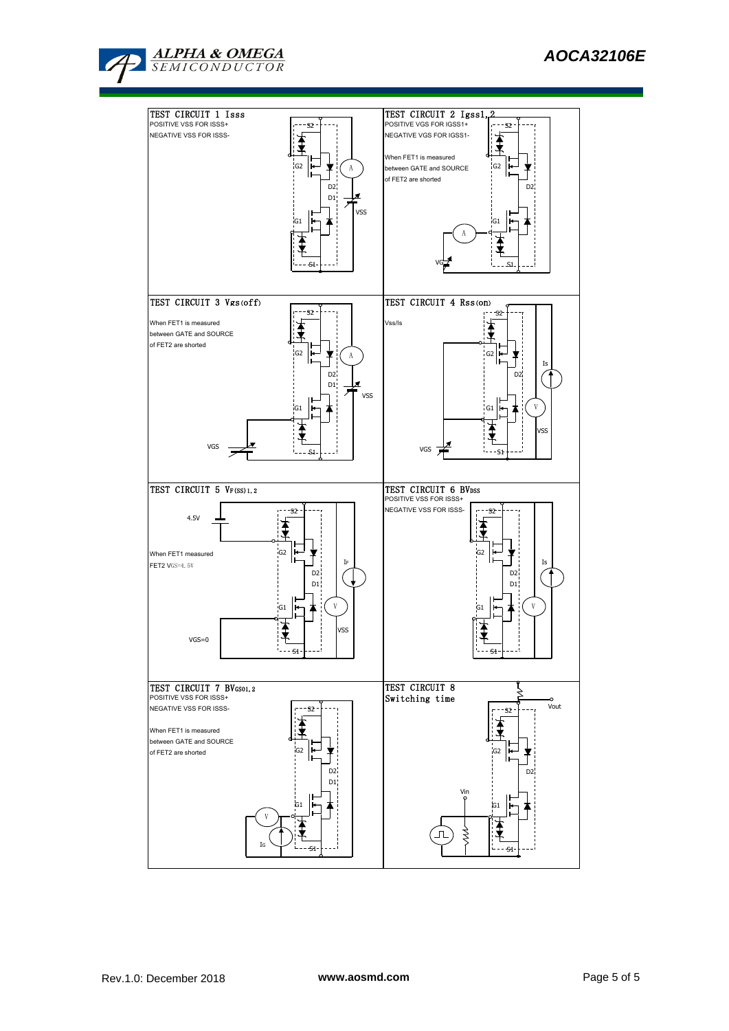TEST CIRCUIT 1 Isss

POSITIVE VSS FOR ISSS+

NEGATIVE VSS FOR ISSS-

S2
G2
A
D2
D1
VSS
G1
S1

TEST CIRCUIT 2 Igss1,2

POSITIVE VGS FOR IGSS1+

NEGATIVE VGS FOR IGSS1-

When FET1 is measured between GATE and SOURCE of FET2 are shorted

S2
G2
D2
G1
A
VG
S1

TEST CIRCUIT 3 VGS(off)

When FET1 is measured between GATE and SOURCE of FET2 are shorted

S2
G2
A
D2
D1
VSS
G1
VGS
S1

TEST CIRCUIT 4 Rss(on)

Vss/Is

S2
G2
D2
Is
G1
V
VSS
VGS
S1

TEST CIRCUIT 5 VF(SS)1,2

4.5V

When FET1 measured FET2 VGS=4.5V

S2
G2
IF
D2
D1
G1
V
VSS
VGS=0
S1

TEST CIRCUIT 6 BVDSS

POSITIVE VSS FOR ISSS+

NEGATIVE VSS FOR ISSS-

S2
G2
Is
D2
D1
G1
V
S1

TEST CIRCUIT 7 BVGSO1,2

POSITIVE VSS FOR ISSS+

NEGATIVE VSS FOR ISSS-

When FET1 is measured between GATE and SOURCE of FET2 are shorted

S2
G2
D2
D1
G1
V
IG
S1

TEST CIRCUIT 8 Switching time

Vout
S2
G2
D2
Vin
G1
S1